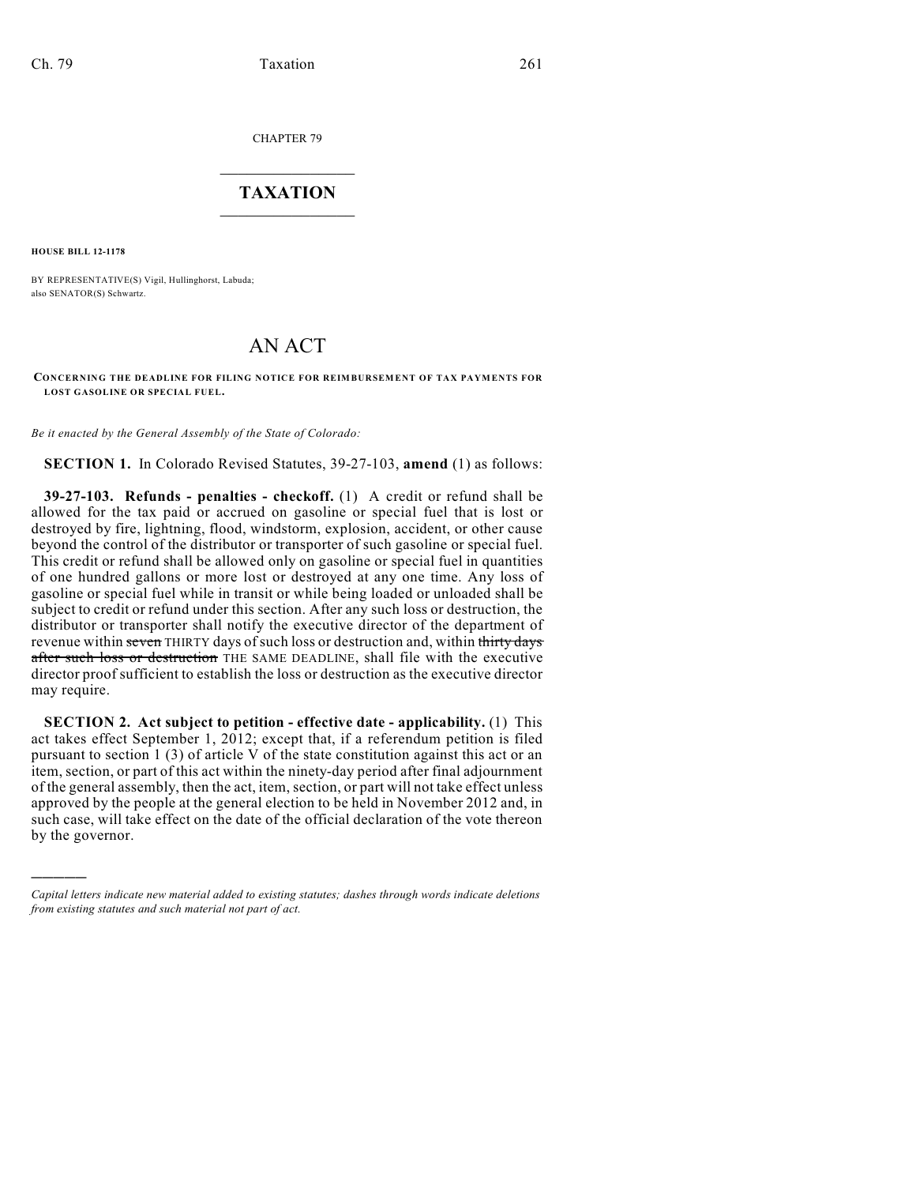CHAPTER 79

# TAXATION

**HOUSE BILL 12-1178**

BY REPRESENTATIVE(S) Vigil, Hullinghorst, Labuda;
also SENATOR(S) Schwartz.

# AN ACT

**CONCERNING THE DEADLINE FOR FILING NOTICE FOR REIMBURSEMENT OF TAX PAYMENTS FOR LOST GASOLINE OR SPECIAL FUEL.**

*Be it enacted by the General Assembly of the State of Colorado:*

**SECTION 1.** In Colorado Revised Statutes, 39-27-103, **amend** (1) as follows:

**39-27-103. Refunds - penalties - checkoff.** (1) A credit or refund shall be allowed for the tax paid or accrued on gasoline or special fuel that is lost or destroyed by fire, lightning, flood, windstorm, explosion, accident, or other cause beyond the control of the distributor or transporter of such gasoline or special fuel. This credit or refund shall be allowed only on gasoline or special fuel in quantities of one hundred gallons or more lost or destroyed at any one time. Any loss of gasoline or special fuel while in transit or while being loaded or unloaded shall be subject to credit or refund under this section. After any such loss or destruction, the distributor or transporter shall notify the executive director of the department of revenue within ~~seven~~ THIRTY days of such loss or destruction and, within ~~thirty days after such loss or destruction~~ THE SAME DEADLINE, shall file with the executive director proof sufficient to establish the loss or destruction as the executive director may require.

**SECTION 2. Act subject to petition - effective date - applicability.** (1) This act takes effect September 1, 2012; except that, if a referendum petition is filed pursuant to section 1 (3) of article V of the state constitution against this act or an item, section, or part of this act within the ninety-day period after final adjournment of the general assembly, then the act, item, section, or part will not take effect unless approved by the people at the general election to be held in November 2012 and, in such case, will take effect on the date of the official declaration of the vote thereon by the governor.

---

*Capital letters indicate new material added to existing statutes; dashes through words indicate deletions from existing statutes and such material not part of act.*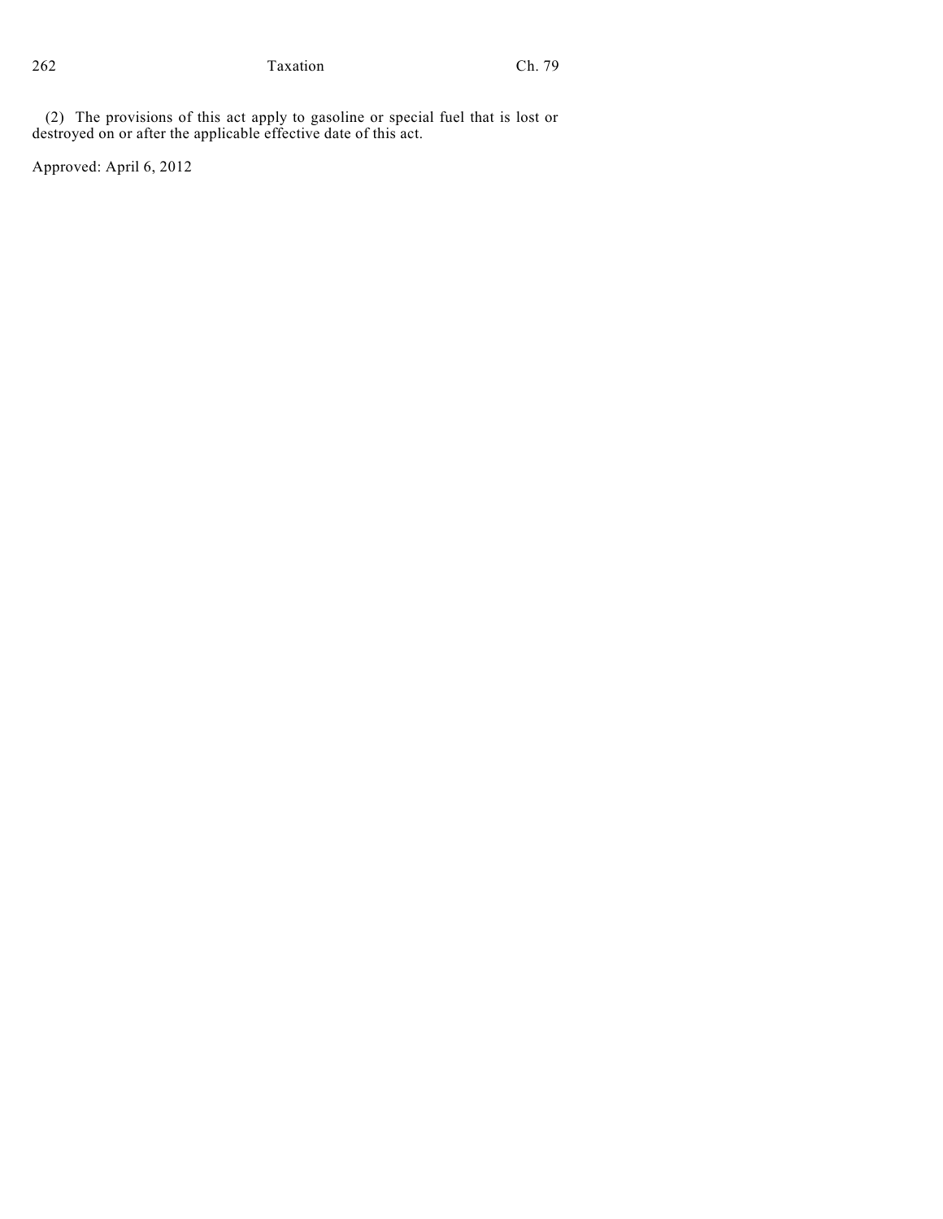(2) The provisions of this act apply to gasoline or special fuel that is lost or destroyed on or after the applicable effective date of this act.

Approved: April 6, 2012